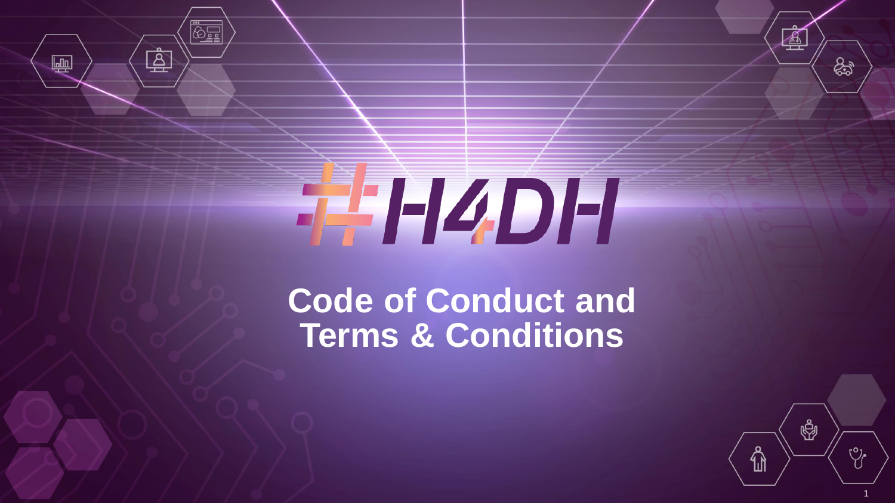# #H4DH

## Code of Conduct and Terms & Conditions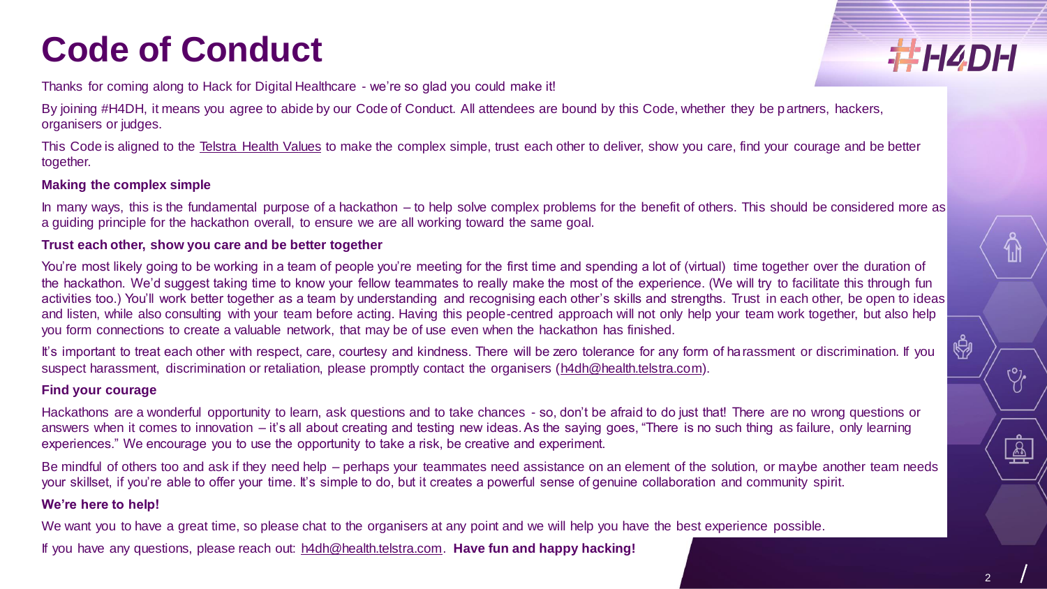# Code of Conduct

Thanks for coming along to Hack for Digital Healthcare - we're so glad you could make it!

By joining #H4DH, it means you agree to abide by our Code of Conduct. All attendees are bound by this Code, whether they be partners, hackers, organisers or judges.

This Code is aligned to the Telstra Health Values to make the complex simple, trust each other to deliver, show you care, find your courage and be better together.

**Making the complex simple**

In many ways, this is the fundamental purpose of a hackathon – to help solve complex problems for the benefit of others. This should be considered more as a guiding principle for the hackathon overall, to ensure we are all working toward the same goal.

**Trust each other, show you care and be better together**

You're most likely going to be working in a team of people you're meeting for the first time and spending a lot of (virtual) time together over the duration of the hackathon. We'd suggest taking time to know your fellow teammates to really make the most of the experience. (We will try to facilitate this through fun activities too.) You'll work better together as a team by understanding and recognising each other's skills and strengths. Trust in each other, be open to ideas and listen, while also consulting with your team before acting. Having this people-centred approach will not only help your team work together, but also help you form connections to create a valuable network, that may be of use even when the hackathon has finished.

It's important to treat each other with respect, care, courtesy and kindness. There will be zero tolerance for any form of harassment or discrimination. If you suspect harassment, discrimination or retaliation, please promptly contact the organisers (h4dh@health.telstra.com).

**Find your courage**

Hackathons are a wonderful opportunity to learn, ask questions and to take chances - so, don't be afraid to do just that! There are no wrong questions or answers when it comes to innovation – it's all about creating and testing new ideas. As the saying goes, "There is no such thing as failure, only learning experiences." We encourage you to use the opportunity to take a risk, be creative and experiment.

Be mindful of others too and ask if they need help – perhaps your teammates need assistance on an element of the solution, or maybe another team needs your skillset, if you're able to offer your time. It's simple to do, but it creates a powerful sense of genuine collaboration and community spirit.

**We're here to help!**

We want you to have a great time, so please chat to the organisers at any point and we will help you have the best experience possible.

If you have any questions, please reach out: h4dh@health.telstra.com. **Have fun and happy hacking!**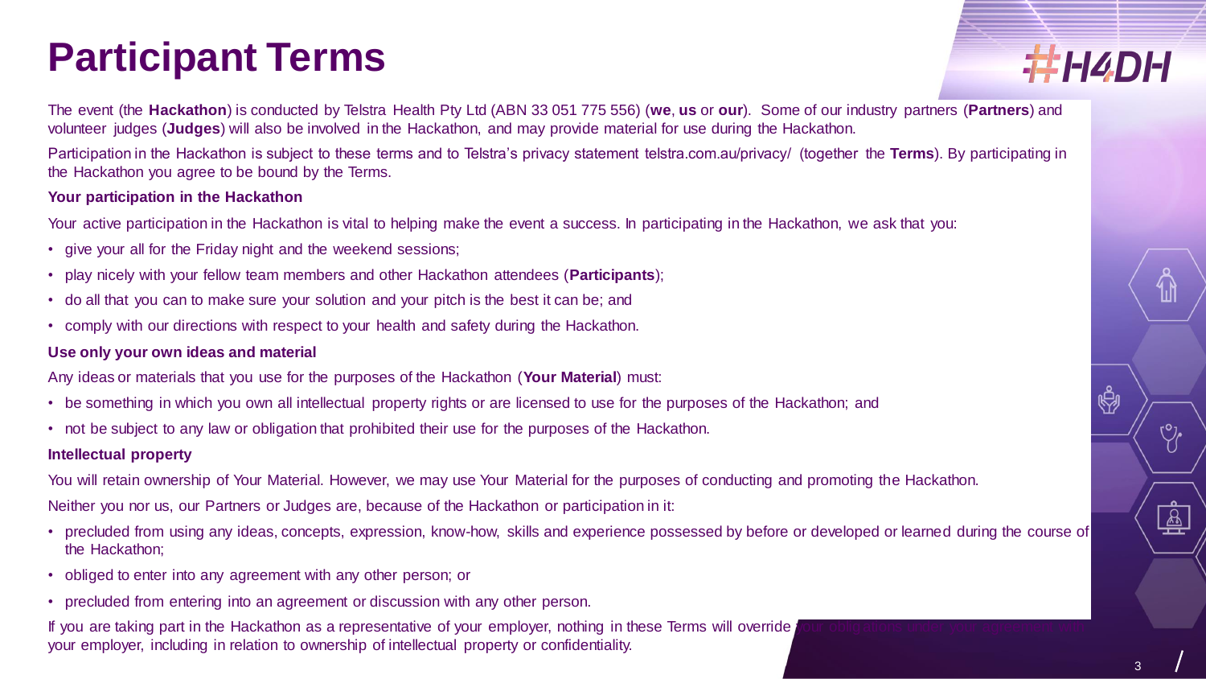# Participant Terms

The event (the **Hackathon**) is conducted by Telstra Health Pty Ltd (ABN 33 051 775 556) (**we**, **us** or **our**). Some of our industry partners (**Partners**) and volunteer judges (**Judges**) will also be involved in the Hackathon, and may provide material for use during the Hackathon.

Participation in the Hackathon is subject to these terms and to Telstra's privacy statement telstra.com.au/privacy/ (together the **Terms**). By participating in the Hackathon you agree to be bound by the Terms.

**Your participation in the Hackathon**

Your active participation in the Hackathon is vital to helping make the event a success. In participating in the Hackathon, we ask that you:

- give your all for the Friday night and the weekend sessions;
- play nicely with your fellow team members and other Hackathon attendees (**Participants**);
- do all that you can to make sure your solution and your pitch is the best it can be; and
- comply with our directions with respect to your health and safety during the Hackathon.

**Use only your own ideas and material**

Any ideas or materials that you use for the purposes of the Hackathon (**Your Material**) must:

- be something in which you own all intellectual property rights or are licensed to use for the purposes of the Hackathon; and
- not be subject to any law or obligation that prohibited their use for the purposes of the Hackathon.

**Intellectual property**

You will retain ownership of Your Material. However, we may use Your Material for the purposes of conducting and promoting the Hackathon.

Neither you nor us, our Partners or Judges are, because of the Hackathon or participation in it:

- precluded from using any ideas, concepts, expression, know-how, skills and experience possessed by before or developed or learned during the course of the Hackathon;
- obliged to enter into any agreement with any other person; or
- precluded from entering into an agreement or discussion with any other person.

If you are taking part in the Hackathon as a representative of your employer, nothing in these Terms will override your obligations under your agreement with your employer, including in relation to ownership of intellectual property or confidentiality.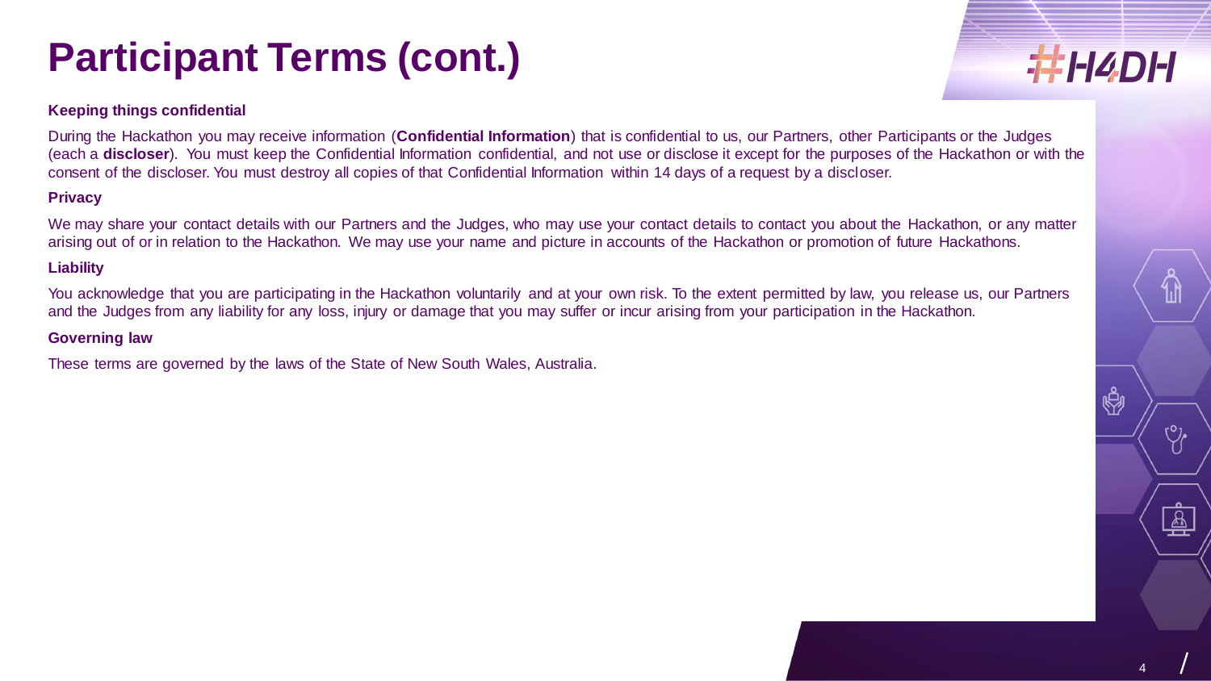# Participant Terms (cont.)

### Keeping things confidential

During the Hackathon you may receive information (**Confidential Information**) that is confidential to us, our Partners, other Participants or the Judges (each a **discloser**). You must keep the Confidential Information confidential, and not use or disclose it except for the purposes of the Hackathon or with the consent of the discloser. You must destroy all copies of that Confidential Information within 14 days of a request by a discloser.

### Privacy

We may share your contact details with our Partners and the Judges, who may use your contact details to contact you about the Hackathon, or any matter arising out of or in relation to the Hackathon. We may use your name and picture in accounts of the Hackathon or promotion of future Hackathons.

### Liability

You acknowledge that you are participating in the Hackathon voluntarily and at your own risk. To the extent permitted by law, you release us, our Partners and the Judges from any liability for any loss, injury or damage that you may suffer or incur arising from your participation in the Hackathon.

### Governing law

These terms are governed by the laws of the State of New South Wales, Australia.